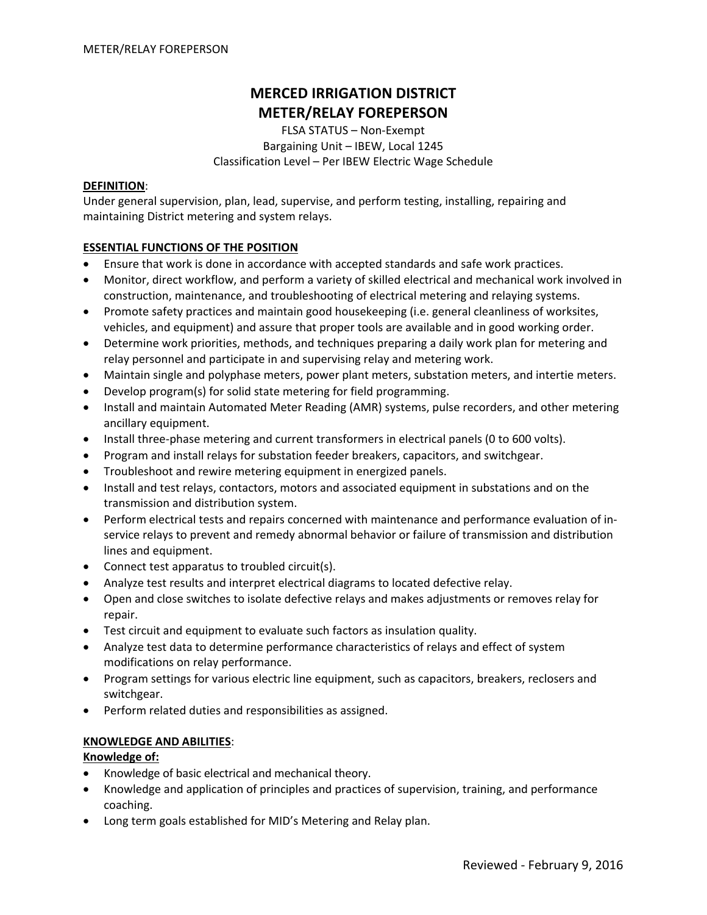# MERCED IRRIGATION DISTRICT
# METER/RELAY FOREPERSON

FLSA STATUS – Non-Exempt
Bargaining Unit – IBEW, Local 1245
Classification Level – Per IBEW Electric Wage Schedule

**DEFINITION**:
Under general supervision, plan, lead, supervise, and perform testing, installing, repairing and maintaining District metering and system relays.

**ESSENTIAL FUNCTIONS OF THE POSITION**

- Ensure that work is done in accordance with accepted standards and safe work practices.
- Monitor, direct workflow, and perform a variety of skilled electrical and mechanical work involved in construction, maintenance, and troubleshooting of electrical metering and relaying systems.
- Promote safety practices and maintain good housekeeping (i.e. general cleanliness of worksites, vehicles, and equipment) and assure that proper tools are available and in good working order.
- Determine work priorities, methods, and techniques preparing a daily work plan for metering and relay personnel and participate in and supervising relay and metering work.
- Maintain single and polyphase meters, power plant meters, substation meters, and intertie meters.
- Develop program(s) for solid state metering for field programming.
- Install and maintain Automated Meter Reading (AMR) systems, pulse recorders, and other metering ancillary equipment.
- Install three-phase metering and current transformers in electrical panels (0 to 600 volts).
- Program and install relays for substation feeder breakers, capacitors, and switchgear.
- Troubleshoot and rewire metering equipment in energized panels.
- Install and test relays, contactors, motors and associated equipment in substations and on the transmission and distribution system.
- Perform electrical tests and repairs concerned with maintenance and performance evaluation of in-service relays to prevent and remedy abnormal behavior or failure of transmission and distribution lines and equipment.
- Connect test apparatus to troubled circuit(s).
- Analyze test results and interpret electrical diagrams to located defective relay.
- Open and close switches to isolate defective relays and makes adjustments or removes relay for repair.
- Test circuit and equipment to evaluate such factors as insulation quality.
- Analyze test data to determine performance characteristics of relays and effect of system modifications on relay performance.
- Program settings for various electric line equipment, such as capacitors, breakers, reclosers and switchgear.
- Perform related duties and responsibilities as assigned.

**KNOWLEDGE AND ABILITIES**:

**Knowledge of:**

- Knowledge of basic electrical and mechanical theory.
- Knowledge and application of principles and practices of supervision, training, and performance coaching.
- Long term goals established for MID's Metering and Relay plan.

Reviewed - February 9, 2016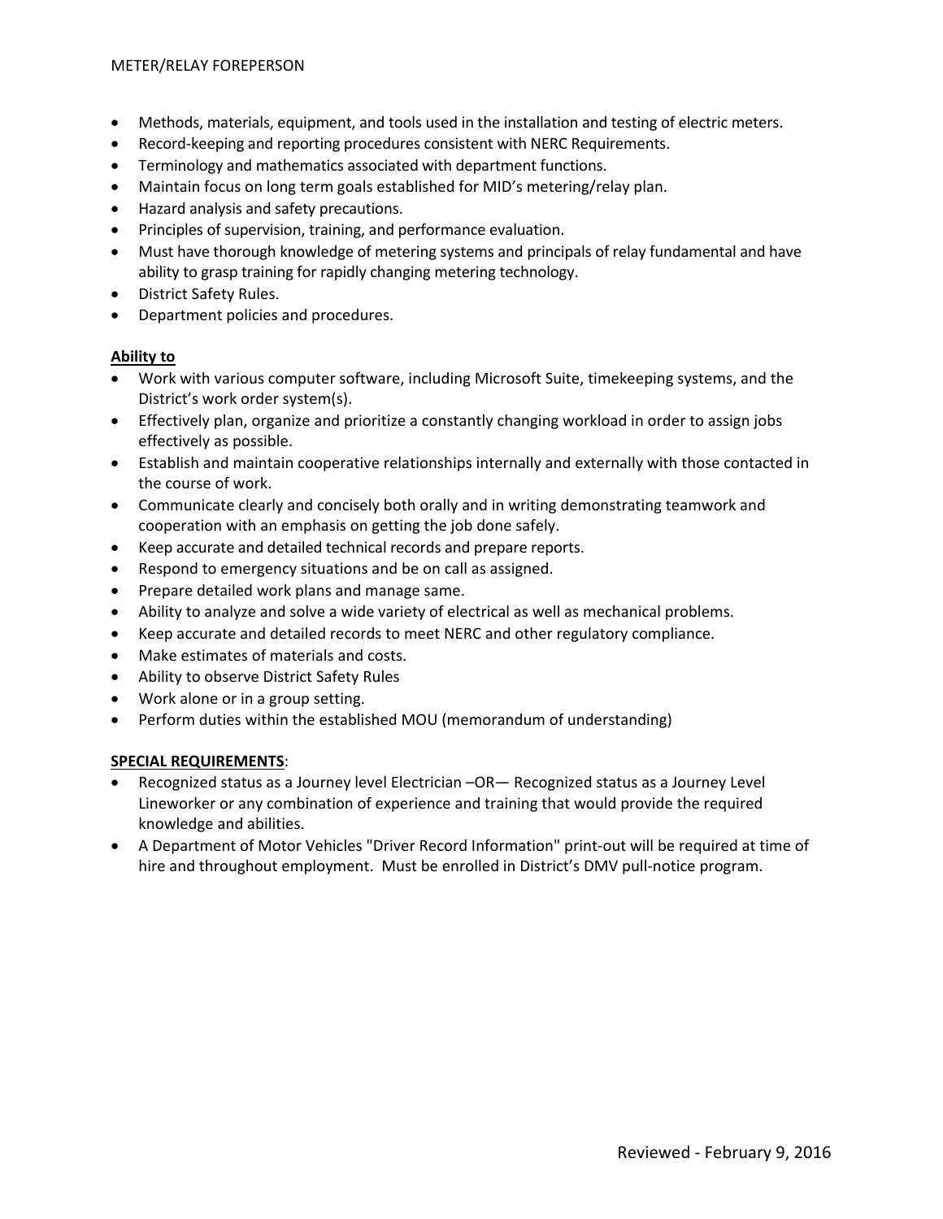- Methods, materials, equipment, and tools used in the installation and testing of electric meters.
- Record-keeping and reporting procedures consistent with NERC Requirements.
- Terminology and mathematics associated with department functions.
- Maintain focus on long term goals established for MID's metering/relay plan.
- Hazard analysis and safety precautions.
- Principles of supervision, training, and performance evaluation.
- Must have thorough knowledge of metering systems and principals of relay fundamental and have ability to grasp training for rapidly changing metering technology.
- District Safety Rules.
- Department policies and procedures.

**Ability to**

- Work with various computer software, including Microsoft Suite, timekeeping systems, and the District's work order system(s).
- Effectively plan, organize and prioritize a constantly changing workload in order to assign jobs effectively as possible.
- Establish and maintain cooperative relationships internally and externally with those contacted in the course of work.
- Communicate clearly and concisely both orally and in writing demonstrating teamwork and cooperation with an emphasis on getting the job done safely.
- Keep accurate and detailed technical records and prepare reports.
- Respond to emergency situations and be on call as assigned.
- Prepare detailed work plans and manage same.
- Ability to analyze and solve a wide variety of electrical as well as mechanical problems.
- Keep accurate and detailed records to meet NERC and other regulatory compliance.
- Make estimates of materials and costs.
- Ability to observe District Safety Rules
- Work alone or in a group setting.
- Perform duties within the established MOU (memorandum of understanding)

**SPECIAL REQUIREMENTS**:

- Recognized status as a Journey level Electrician –OR— Recognized status as a Journey Level Lineworker or any combination of experience and training that would provide the required knowledge and abilities.
- A Department of Motor Vehicles "Driver Record Information" print-out will be required at time of hire and throughout employment. Must be enrolled in District's DMV pull-notice program.

Reviewed - February 9, 2016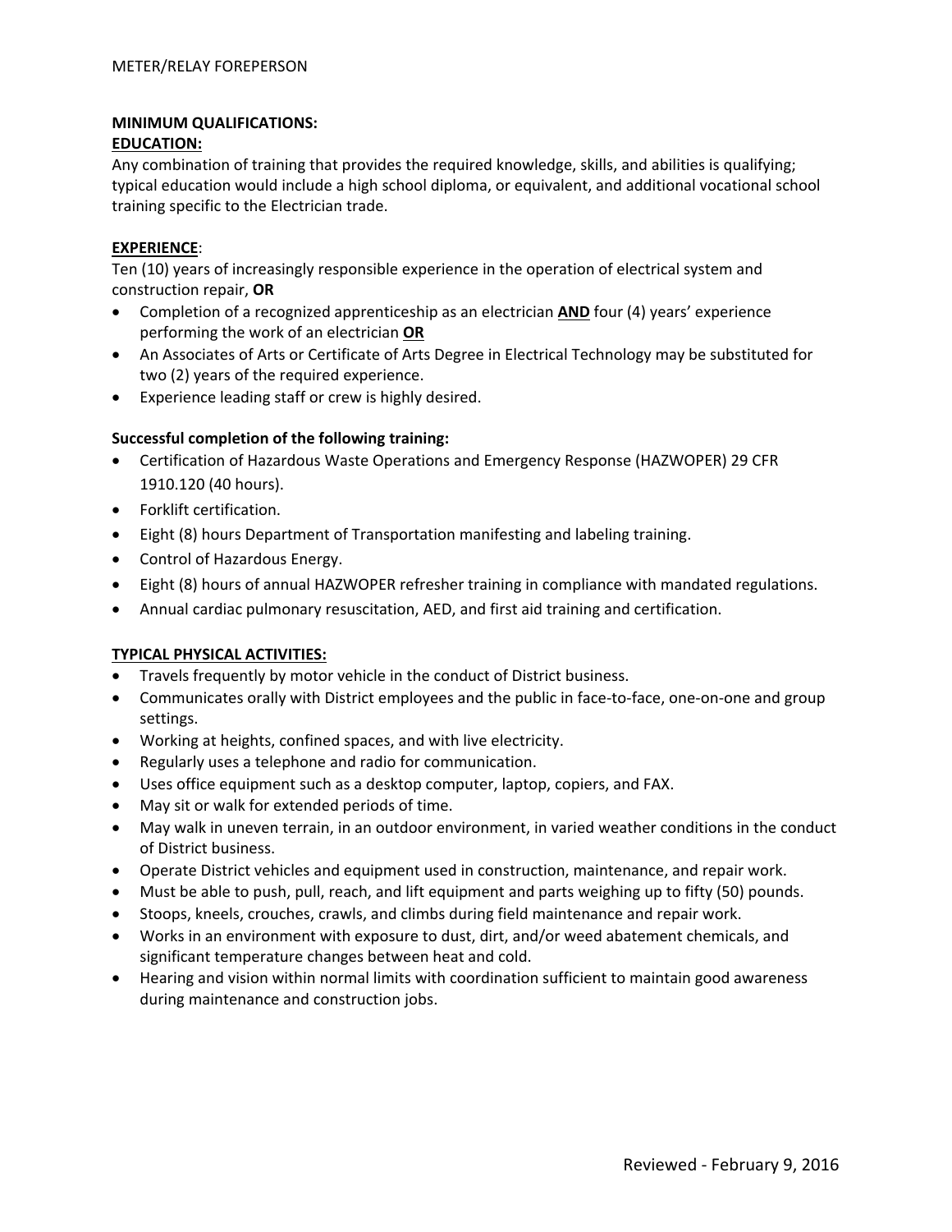**MINIMUM QUALIFICATIONS:**

**EDUCATION:**

Any combination of training that provides the required knowledge, skills, and abilities is qualifying; typical education would include a high school diploma, or equivalent, and additional vocational school training specific to the Electrician trade.

**EXPERIENCE**:

Ten (10) years of increasingly responsible experience in the operation of electrical system and construction repair, **OR**

- Completion of a recognized apprenticeship as an electrician **AND** four (4) years' experience performing the work of an electrician **OR**
- An Associates of Arts or Certificate of Arts Degree in Electrical Technology may be substituted for two (2) years of the required experience.
- Experience leading staff or crew is highly desired.

**Successful completion of the following training:**

- Certification of Hazardous Waste Operations and Emergency Response (HAZWOPER) 29 CFR 1910.120 (40 hours).
- Forklift certification.
- Eight (8) hours Department of Transportation manifesting and labeling training.
- Control of Hazardous Energy.
- Eight (8) hours of annual HAZWOPER refresher training in compliance with mandated regulations.
- Annual cardiac pulmonary resuscitation, AED, and first aid training and certification.

**TYPICAL PHYSICAL ACTIVITIES:**

- Travels frequently by motor vehicle in the conduct of District business.
- Communicates orally with District employees and the public in face-to-face, one-on-one and group settings.
- Working at heights, confined spaces, and with live electricity.
- Regularly uses a telephone and radio for communication.
- Uses office equipment such as a desktop computer, laptop, copiers, and FAX.
- May sit or walk for extended periods of time.
- May walk in uneven terrain, in an outdoor environment, in varied weather conditions in the conduct of District business.
- Operate District vehicles and equipment used in construction, maintenance, and repair work.
- Must be able to push, pull, reach, and lift equipment and parts weighing up to fifty (50) pounds.
- Stoops, kneels, crouches, crawls, and climbs during field maintenance and repair work.
- Works in an environment with exposure to dust, dirt, and/or weed abatement chemicals, and significant temperature changes between heat and cold.
- Hearing and vision within normal limits with coordination sufficient to maintain good awareness during maintenance and construction jobs.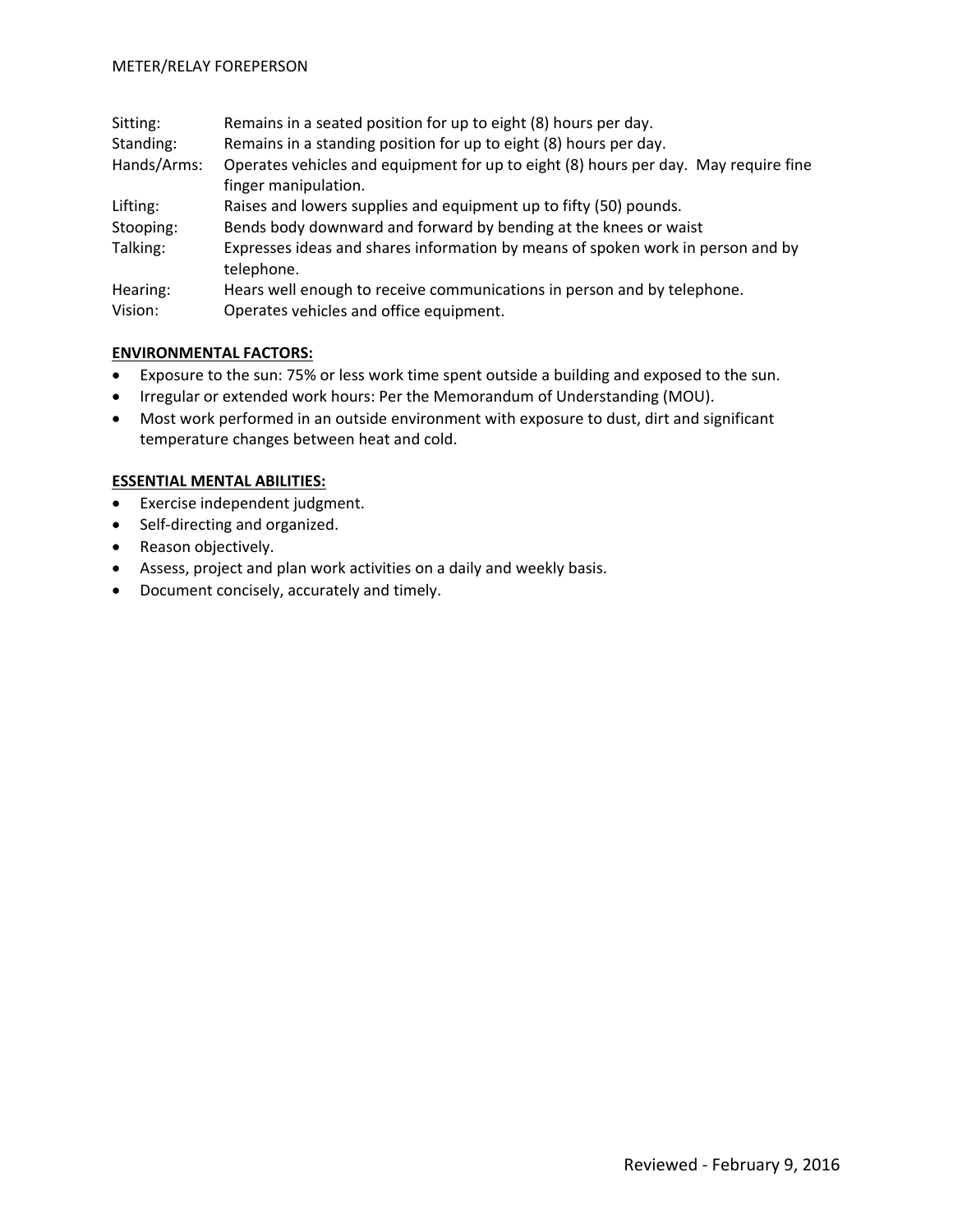| | |
|---|---|
| Sitting: | Remains in a seated position for up to eight (8) hours per day. |
| Standing: | Remains in a standing position for up to eight (8) hours per day. |
| Hands/Arms: | Operates vehicles and equipment for up to eight (8) hours per day. May require fine finger manipulation. |
| Lifting: | Raises and lowers supplies and equipment up to fifty (50) pounds. |
| Stooping: | Bends body downward and forward by bending at the knees or waist |
| Talking: | Expresses ideas and shares information by means of spoken work in person and by telephone. |
| Hearing: | Hears well enough to receive communications in person and by telephone. |
| Vision: | Operates vehicles and office equipment. |

**ENVIRONMENTAL FACTORS:**

- Exposure to the sun: 75% or less work time spent outside a building and exposed to the sun.
- Irregular or extended work hours: Per the Memorandum of Understanding (MOU).
- Most work performed in an outside environment with exposure to dust, dirt and significant temperature changes between heat and cold.

**ESSENTIAL MENTAL ABILITIES:**

- Exercise independent judgment.
- Self-directing and organized.
- Reason objectively.
- Assess, project and plan work activities on a daily and weekly basis.
- Document concisely, accurately and timely.

Reviewed - February 9, 2016